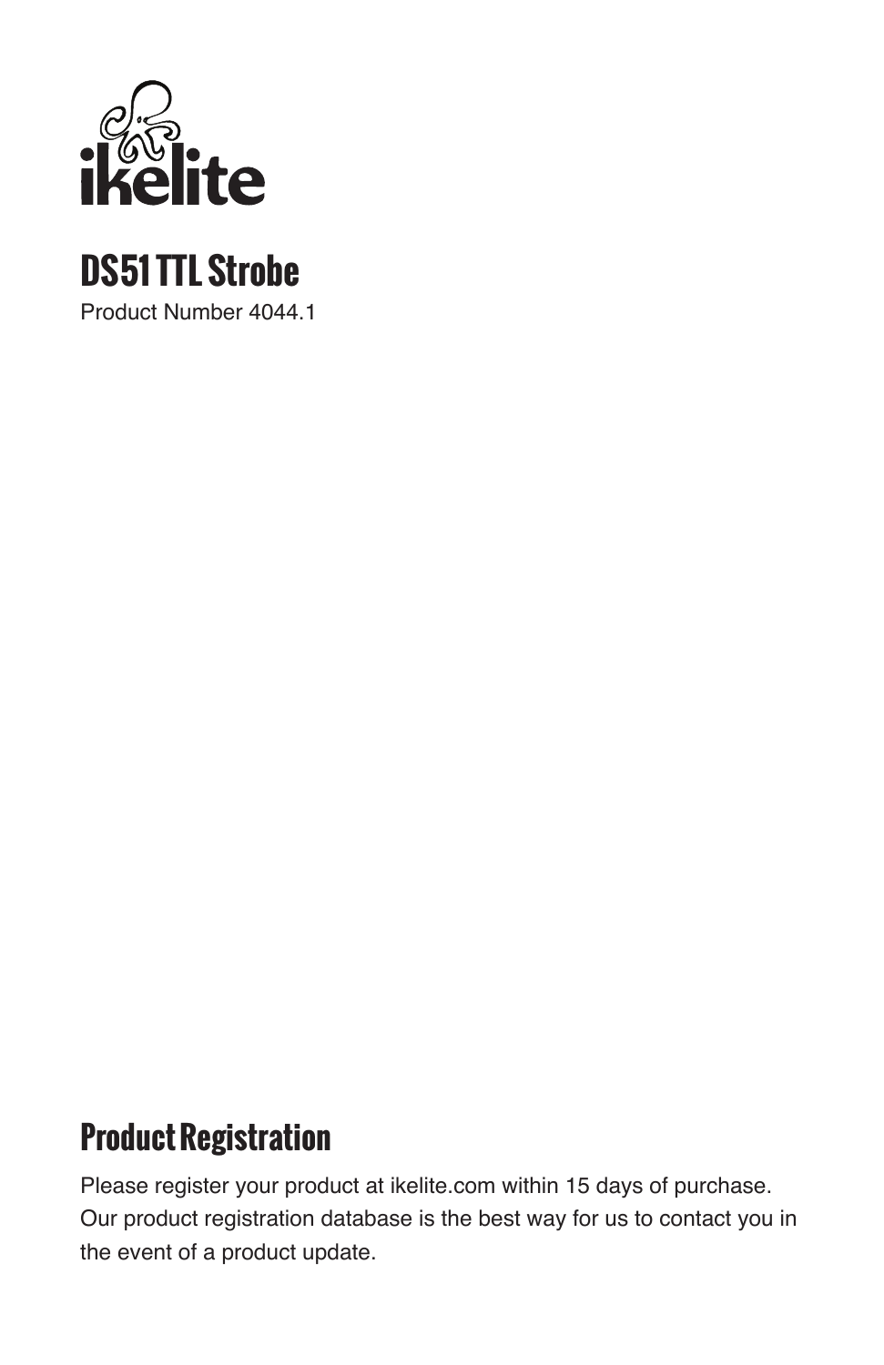ikelite

# DS51 TTL Strobe

Product Number 4044.1

## Product Registration

Please register your product at ikelite.com within 15 days of purchase. Our product registration database is the best way for us to contact you in the event of a product update.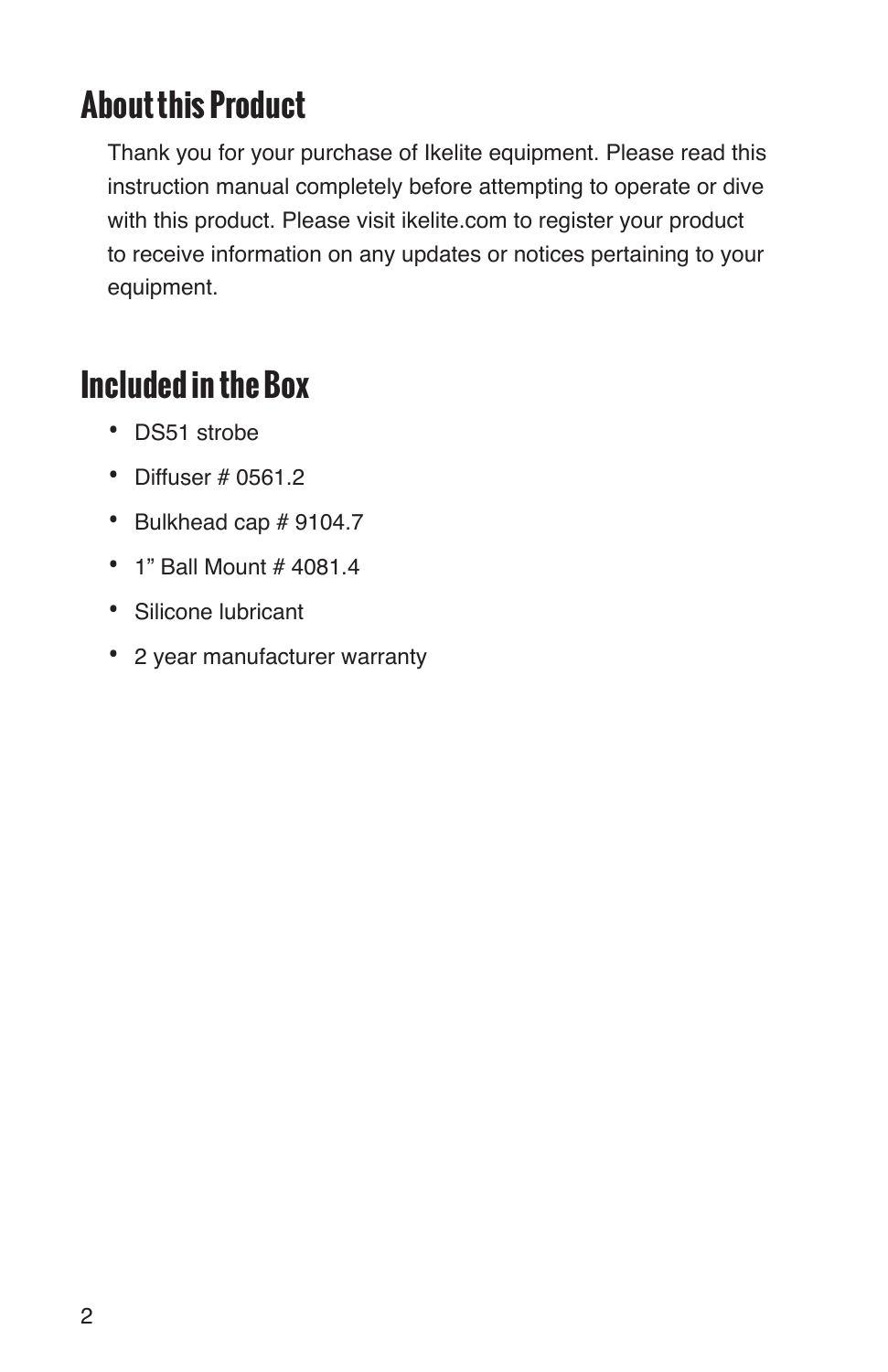## About this Product

Thank you for your purchase of Ikelite equipment. Please read this instruction manual completely before attempting to operate or dive with this product. Please visit ikelite.com to register your product to receive information on any updates or notices pertaining to your equipment.

## Included in the Box

- DS51 strobe
- Diffuser # 0561.2
- Bulkhead cap # 9104.7
- 1" Ball Mount # 4081.4
- Silicone lubricant
- 2 year manufacturer warranty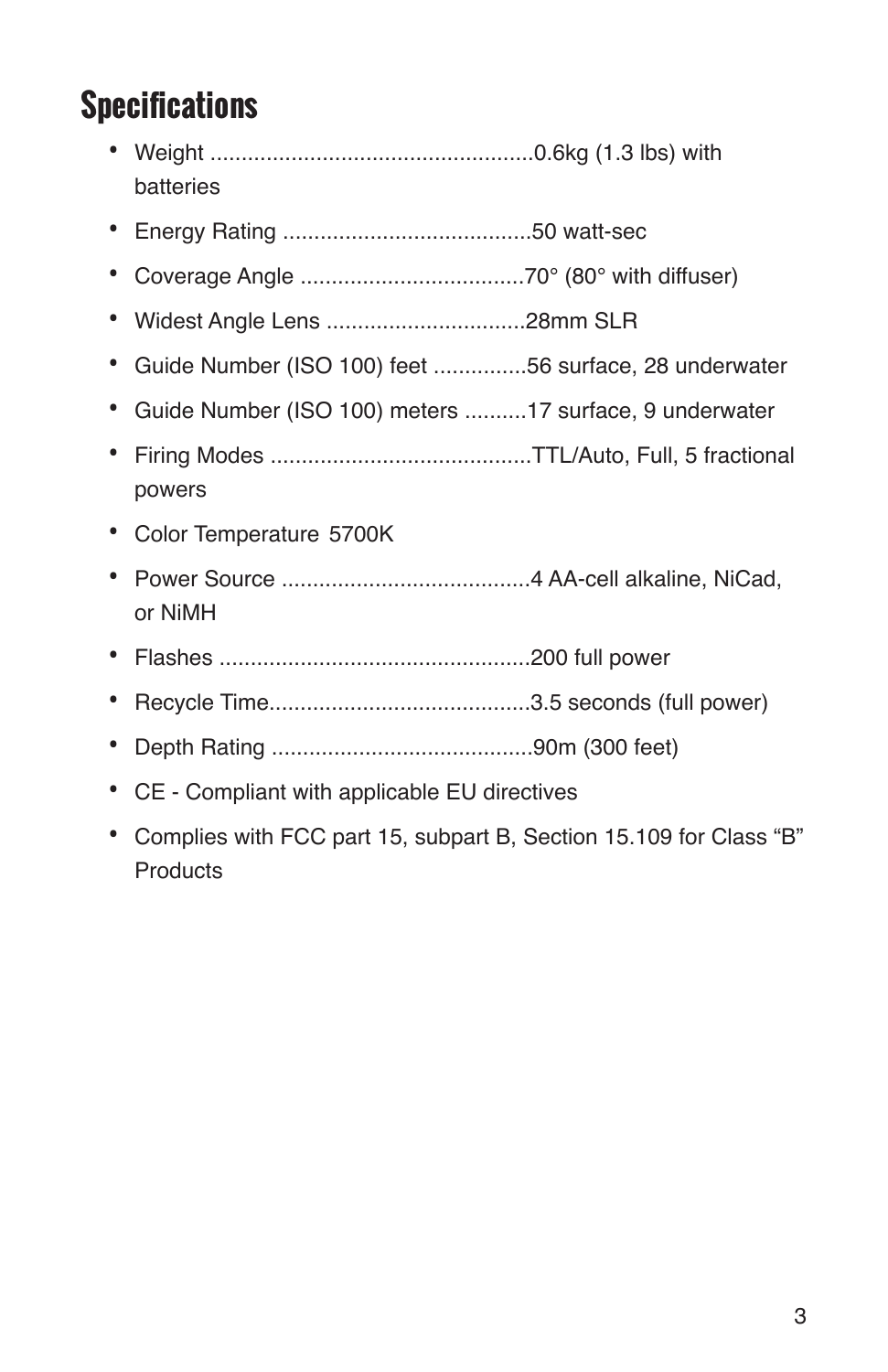# Specifications

- Weight ....................................................0.6kg (1.3 lbs) with batteries
- Energy Rating ........................................50 watt-sec
- Coverage Angle ....................................70° (80° with diffuser)
- Widest Angle Lens ................................28mm SLR
- Guide Number (ISO 100) feet ...............56 surface, 28 underwater
- Guide Number (ISO 100) meters ..........17 surface, 9 underwater
- Firing Modes ..........................................TTL/Auto, Full, 5 fractional powers
- Color Temperature 5700K
- Power Source ........................................4 AA-cell alkaline, NiCad, or NiMH
- Flashes ..................................................200 full power
- Recycle Time..........................................3.5 seconds (full power)
- Depth Rating ..........................................90m (300 feet)
- CE - Compliant with applicable EU directives
- Complies with FCC part 15, subpart B, Section 15.109 for Class “B” Products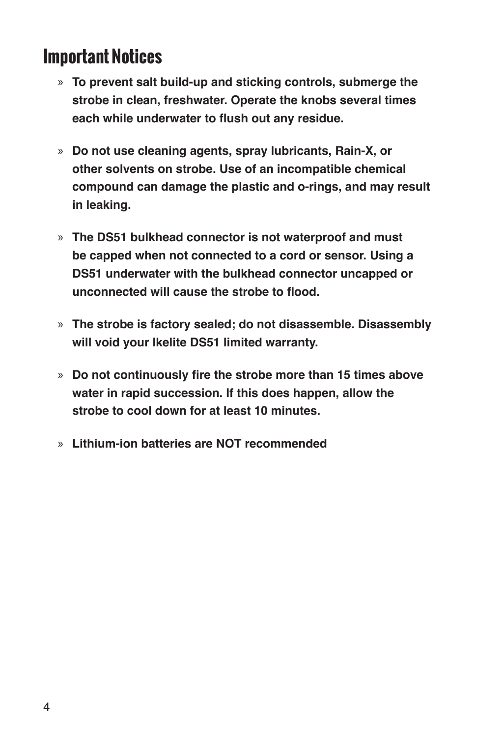# Important Notices

- **To prevent salt build-up and sticking controls, submerge the strobe in clean, freshwater. Operate the knobs several times each while underwater to flush out any residue.**

- **Do not use cleaning agents, spray lubricants, Rain-X, or other solvents on strobe. Use of an incompatible chemical compound can damage the plastic and o-rings, and may result in leaking.**

- **The DS51 bulkhead connector is not waterproof and must be capped when not connected to a cord or sensor. Using a DS51 underwater with the bulkhead connector uncapped or unconnected will cause the strobe to flood.**

- **The strobe is factory sealed; do not disassemble. Disassembly will void your Ikelite DS51 limited warranty.**

- **Do not continuously fire the strobe more than 15 times above water in rapid succession. If this does happen, allow the strobe to cool down for at least 10 minutes.**

- **Lithium-ion batteries are NOT recommended**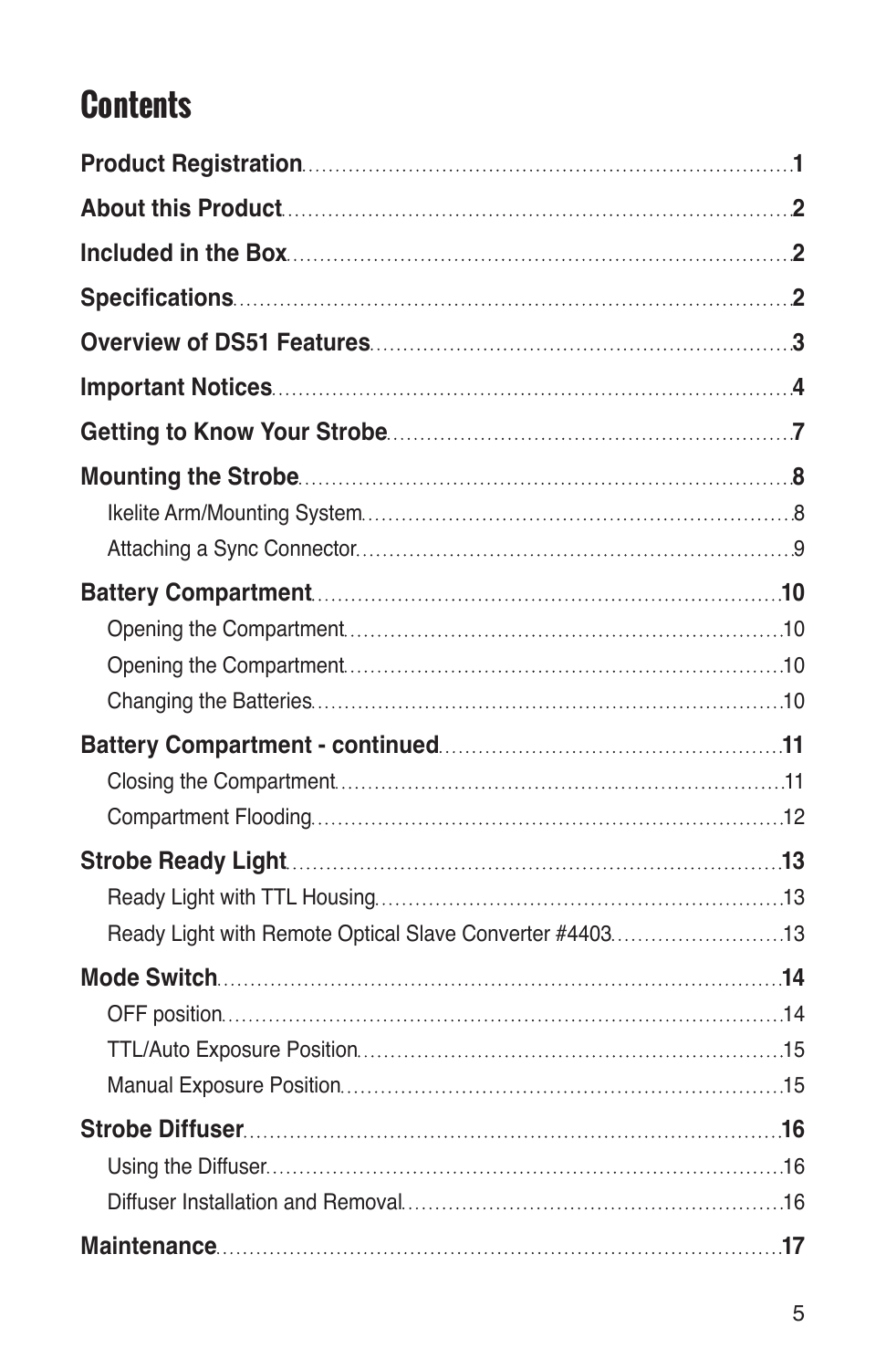# Contents

**Product Registration** .......... **1**

**About this Product** .......... **2**

**Included in the Box** .......... **2**

**Specifications** .......... **2**

**Overview of DS51 Features** .......... **3**

**Important Notices** .......... **4**

**Getting to Know Your Strobe** .......... **7**

**Mounting the Strobe** .......... **8**

- Ikelite Arm/Mounting System .......... 8
- Attaching a Sync Connector .......... 9

**Battery Compartment** .......... **10**

- Opening the Compartment .......... 10
- Opening the Compartment .......... 10
- Changing the Batteries .......... 10

**Battery Compartment - continued** .......... **11**

- Closing the Compartment .......... 11
- Compartment Flooding .......... 12

**Strobe Ready Light** .......... **13**

- Ready Light with TTL Housing .......... 13
- Ready Light with Remote Optical Slave Converter #4403 .......... 13

**Mode Switch** .......... **14**

- OFF position .......... 14
- TTL/Auto Exposure Position .......... 15
- Manual Exposure Position .......... 15

**Strobe Diffuser** .......... **16**

- Using the Diffuser .......... 16
- Diffuser Installation and Removal .......... 16

**Maintenance** .......... **17**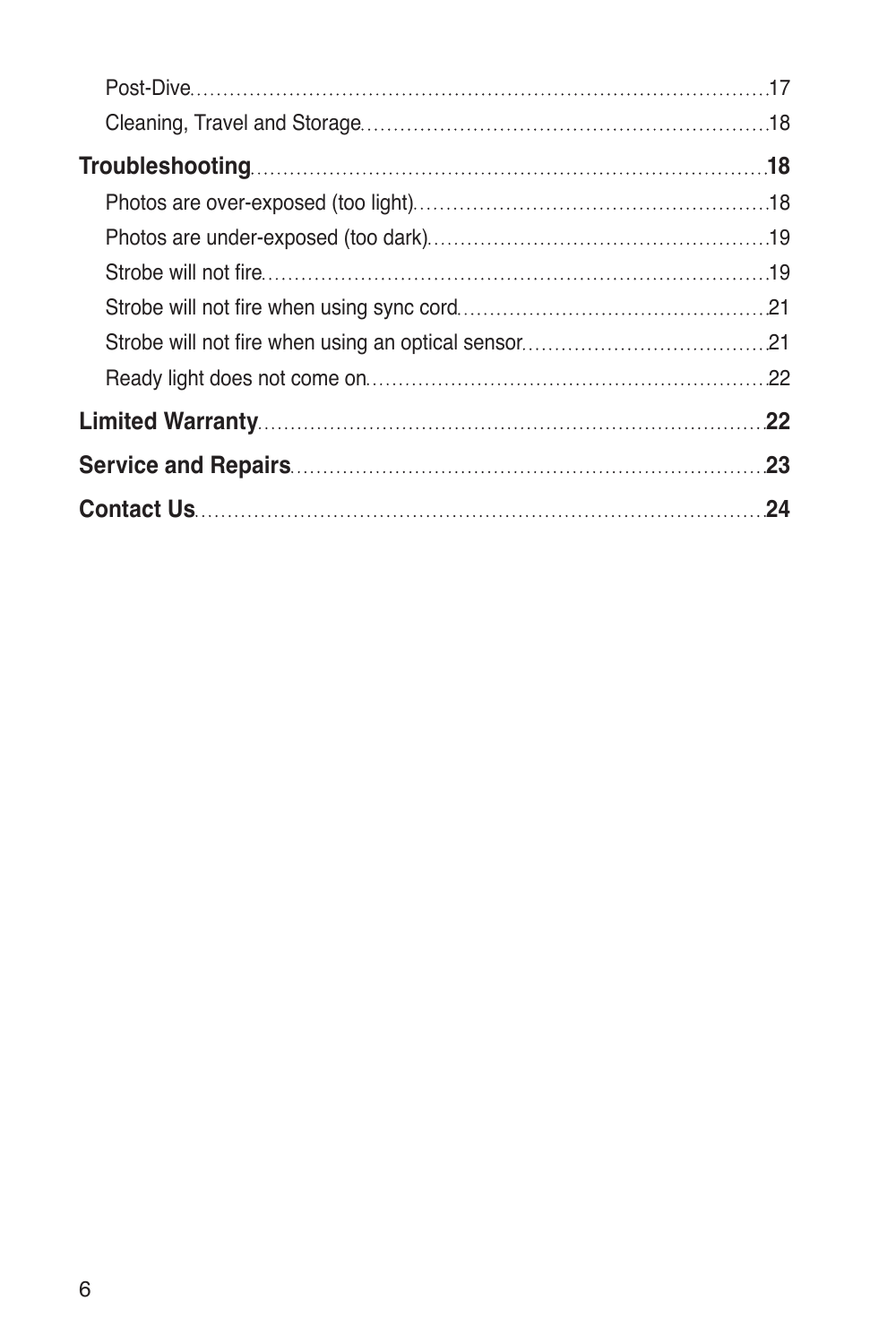Post-Dive ........................................ 17

Cleaning, Travel and Storage ........................................ 18

**Troubleshooting** ........................................ **18**

Photos are over-exposed (too light) ........................................ 18

Photos are under-exposed (too dark) ........................................ 19

Strobe will not fire ........................................ 19

Strobe will not fire when using sync cord ........................................ 21

Strobe will not fire when using an optical sensor ........................................ 21

Ready light does not come on ........................................ 22

**Limited Warranty** ........................................ **22**

**Service and Repairs** ........................................ **23**

**Contact Us** ........................................ **24**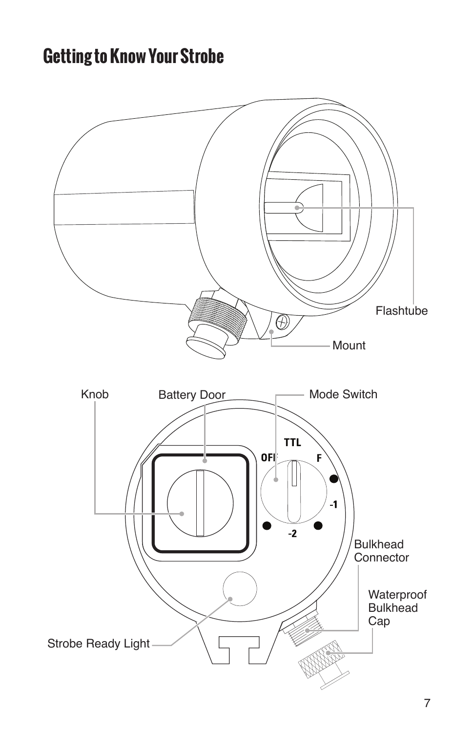# Getting to Know Your Strobe

Flashtube

Mount

Knob

Battery Door

Mode Switch

OFF TTL F -1 -2

Bulkhead Connector

Waterproof Bulkhead Cap

Strobe Ready Light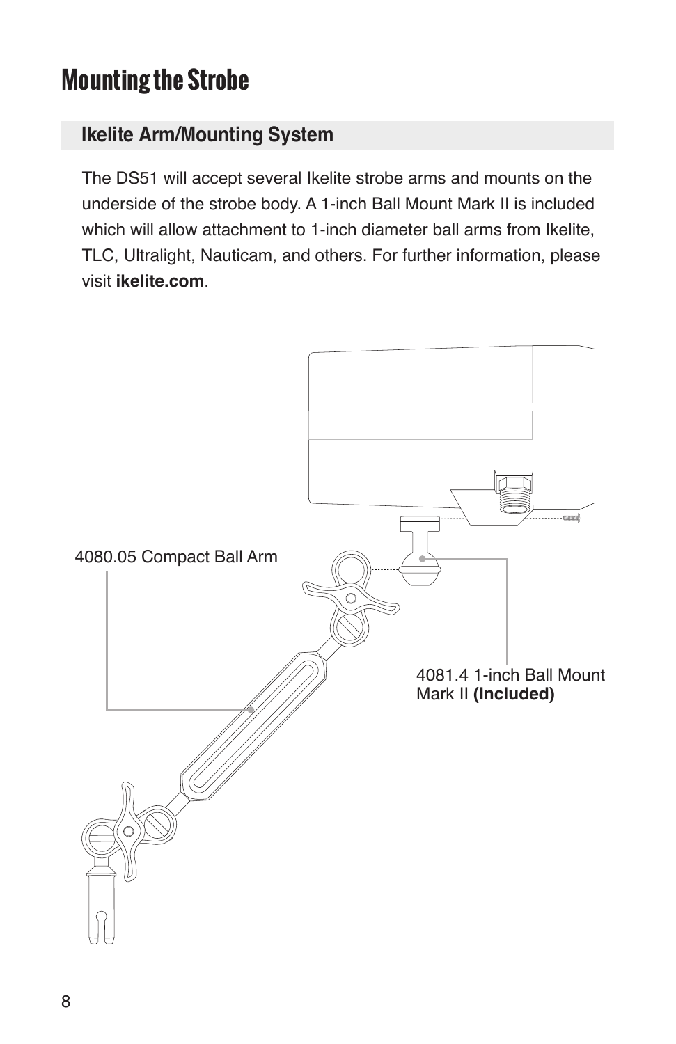# Mounting the Strobe

## Ikelite Arm/Mounting System

The DS51 will accept several Ikelite strobe arms and mounts on the underside of the strobe body. A 1-inch Ball Mount Mark II is included which will allow attachment to 1-inch diameter ball arms from Ikelite, TLC, Ultralight, Nauticam, and others. For further information, please visit **ikelite.com**.

4080.05 Compact Ball Arm

4081.4 1-inch Ball Mount Mark II **(Included)**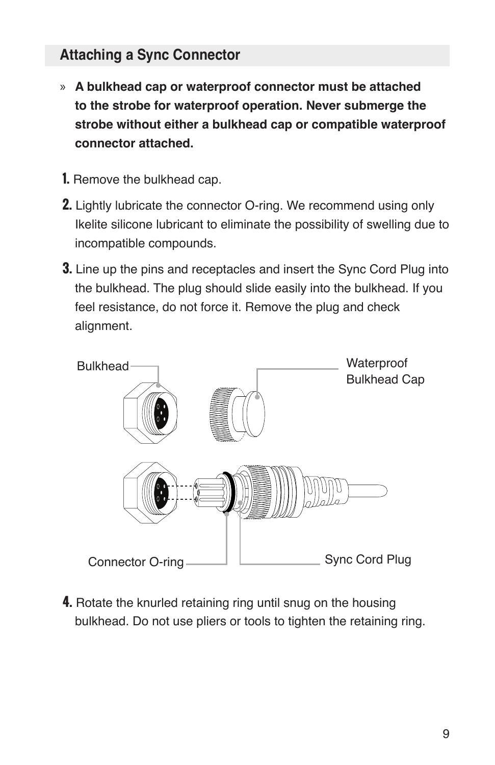## Attaching a Sync Connector

» **A bulkhead cap or waterproof connector must be attached to the strobe for waterproof operation. Never submerge the strobe without either a bulkhead cap or compatible waterproof connector attached.**

1. Remove the bulkhead cap.
2. Lightly lubricate the connector O-ring. We recommend using only Ikelite silicone lubricant to eliminate the possibility of swelling due to incompatible compounds.
3. Line up the pins and receptacles and insert the Sync Cord Plug into the bulkhead. The plug should slide easily into the bulkhead. If you feel resistance, do not force it. Remove the plug and check alignment.

Bulkhead

Waterproof Bulkhead Cap

Connector O-ring

Sync Cord Plug

4. Rotate the knurled retaining ring until snug on the housing bulkhead. Do not use pliers or tools to tighten the retaining ring.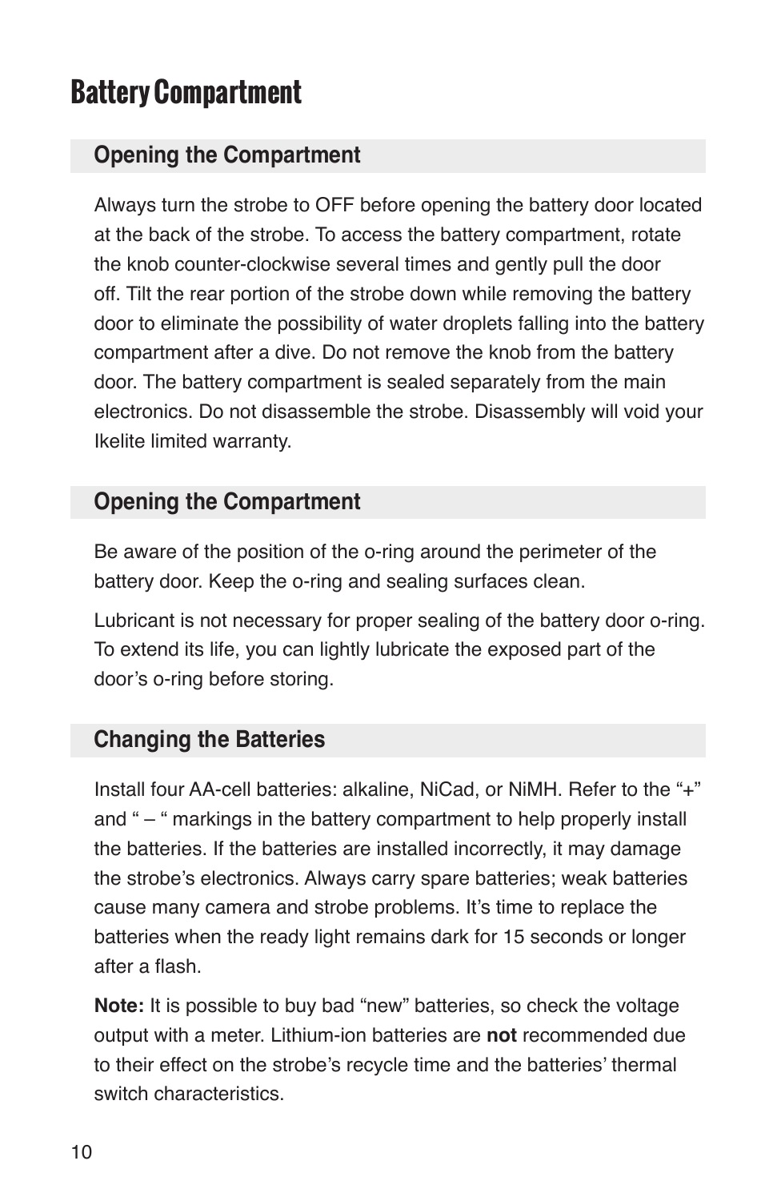# Battery Compartment

## Opening the Compartment

Always turn the strobe to OFF before opening the battery door located at the back of the strobe. To access the battery compartment, rotate the knob counter-clockwise several times and gently pull the door off. Tilt the rear portion of the strobe down while removing the battery door to eliminate the possibility of water droplets falling into the battery compartment after a dive. Do not remove the knob from the battery door. The battery compartment is sealed separately from the main electronics. Do not disassemble the strobe. Disassembly will void your Ikelite limited warranty.

## Opening the Compartment

Be aware of the position of the o-ring around the perimeter of the battery door. Keep the o-ring and sealing surfaces clean.

Lubricant is not necessary for proper sealing of the battery door o-ring. To extend its life, you can lightly lubricate the exposed part of the door's o-ring before storing.

## Changing the Batteries

Install four AA-cell batteries: alkaline, NiCad, or NiMH. Refer to the "+" and " – " markings in the battery compartment to help properly install the batteries. If the batteries are installed incorrectly, it may damage the strobe's electronics. Always carry spare batteries; weak batteries cause many camera and strobe problems. It's time to replace the batteries when the ready light remains dark for 15 seconds or longer after a flash.

**Note:** It is possible to buy bad "new" batteries, so check the voltage output with a meter. Lithium-ion batteries are **not** recommended due to their effect on the strobe's recycle time and the batteries' thermal switch characteristics.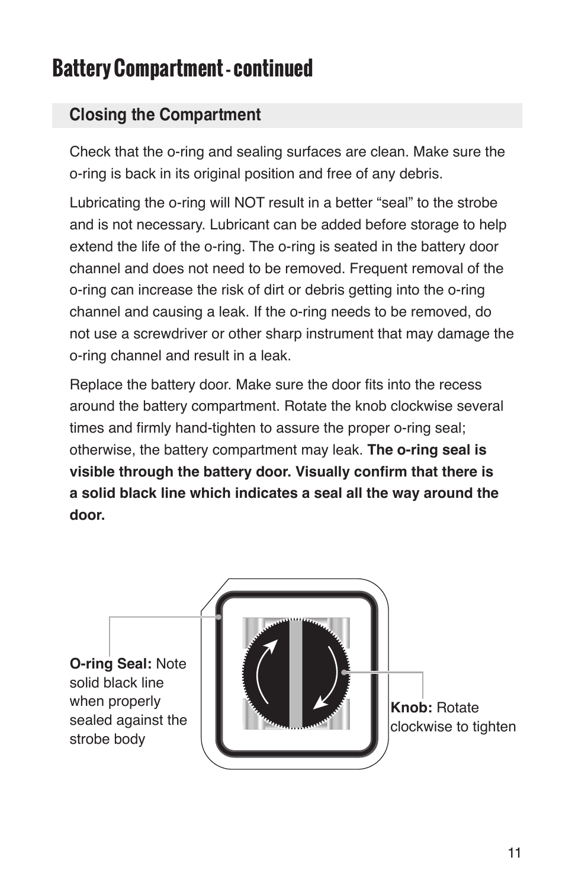# Battery Compartment - continued

## Closing the Compartment

Check that the o-ring and sealing surfaces are clean. Make sure the o-ring is back in its original position and free of any debris.

Lubricating the o-ring will NOT result in a better “seal” to the strobe and is not necessary. Lubricant can be added before storage to help extend the life of the o-ring. The o-ring is seated in the battery door channel and does not need to be removed. Frequent removal of the o-ring can increase the risk of dirt or debris getting into the o-ring channel and causing a leak. If the o-ring needs to be removed, do not use a screwdriver or other sharp instrument that may damage the o-ring channel and result in a leak.

Replace the battery door. Make sure the door fits into the recess around the battery compartment. Rotate the knob clockwise several times and firmly hand-tighten to assure the proper o-ring seal; otherwise, the battery compartment may leak. **The o-ring seal is visible through the battery door. Visually confirm that there is a solid black line which indicates a seal all the way around the door.**

**O-ring Seal:** Note solid black line when properly sealed against the strobe body

**Knob:** Rotate clockwise to tighten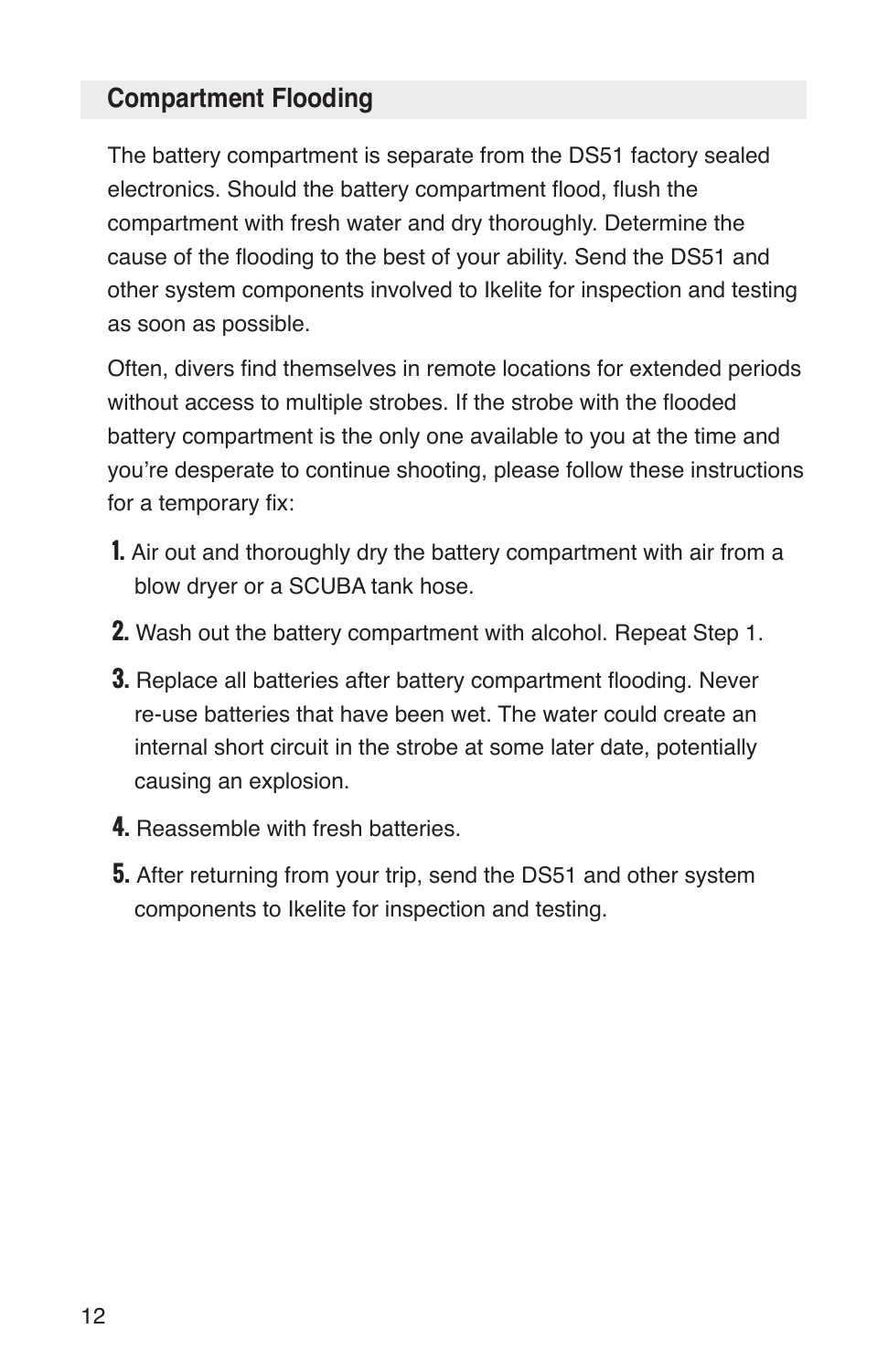## Compartment Flooding

The battery compartment is separate from the DS51 factory sealed electronics. Should the battery compartment flood, flush the compartment with fresh water and dry thoroughly. Determine the cause of the flooding to the best of your ability. Send the DS51 and other system components involved to Ikelite for inspection and testing as soon as possible.

Often, divers find themselves in remote locations for extended periods without access to multiple strobes. If the strobe with the flooded battery compartment is the only one available to you at the time and you're desperate to continue shooting, please follow these instructions for a temporary fix:

1. Air out and thoroughly dry the battery compartment with air from a blow dryer or a SCUBA tank hose.
2. Wash out the battery compartment with alcohol. Repeat Step 1.
3. Replace all batteries after battery compartment flooding. Never re-use batteries that have been wet. The water could create an internal short circuit in the strobe at some later date, potentially causing an explosion.
4. Reassemble with fresh batteries.
5. After returning from your trip, send the DS51 and other system components to Ikelite for inspection and testing.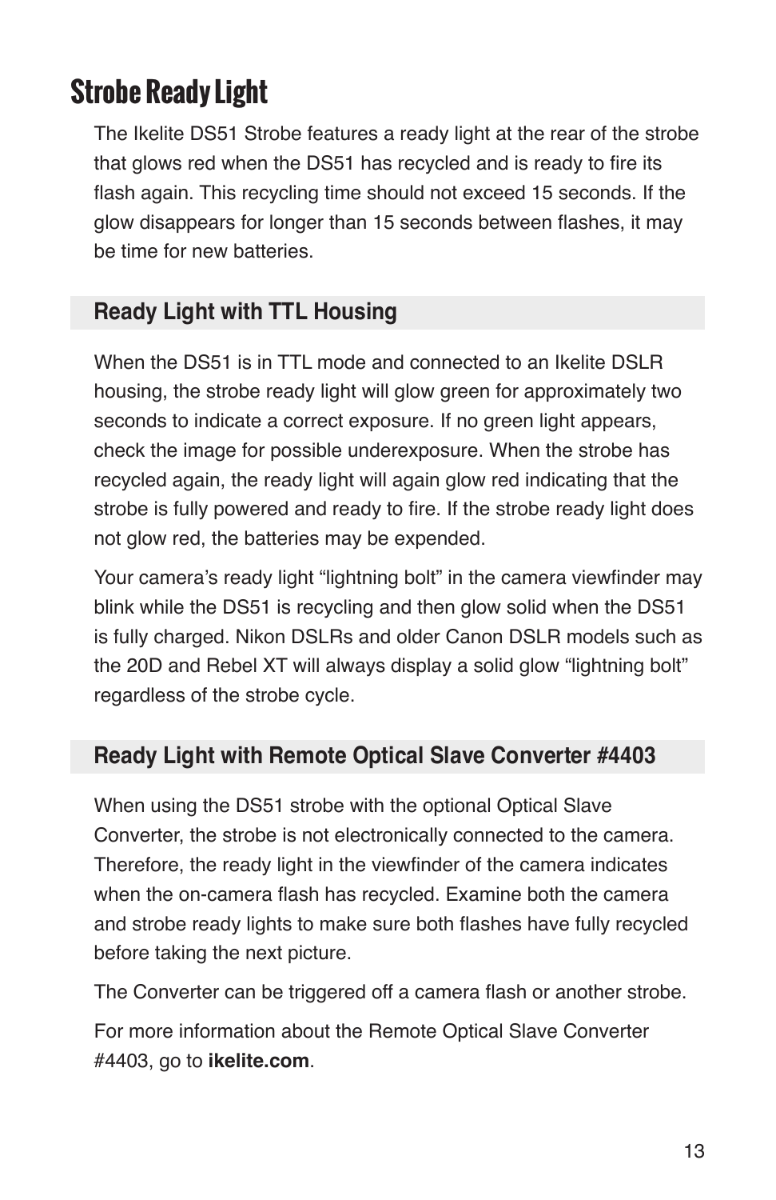# Strobe Ready Light

The Ikelite DS51 Strobe features a ready light at the rear of the strobe that glows red when the DS51 has recycled and is ready to fire its flash again. This recycling time should not exceed 15 seconds. If the glow disappears for longer than 15 seconds between flashes, it may be time for new batteries.

## Ready Light with TTL Housing

When the DS51 is in TTL mode and connected to an Ikelite DSLR housing, the strobe ready light will glow green for approximately two seconds to indicate a correct exposure. If no green light appears, check the image for possible underexposure. When the strobe has recycled again, the ready light will again glow red indicating that the strobe is fully powered and ready to fire. If the strobe ready light does not glow red, the batteries may be expended.

Your camera's ready light "lightning bolt" in the camera viewfinder may blink while the DS51 is recycling and then glow solid when the DS51 is fully charged. Nikon DSLRs and older Canon DSLR models such as the 20D and Rebel XT will always display a solid glow "lightning bolt" regardless of the strobe cycle.

## Ready Light with Remote Optical Slave Converter #4403

When using the DS51 strobe with the optional Optical Slave Converter, the strobe is not electronically connected to the camera. Therefore, the ready light in the viewfinder of the camera indicates when the on-camera flash has recycled. Examine both the camera and strobe ready lights to make sure both flashes have fully recycled before taking the next picture.

The Converter can be triggered off a camera flash or another strobe.

For more information about the Remote Optical Slave Converter #4403, go to **ikelite.com**.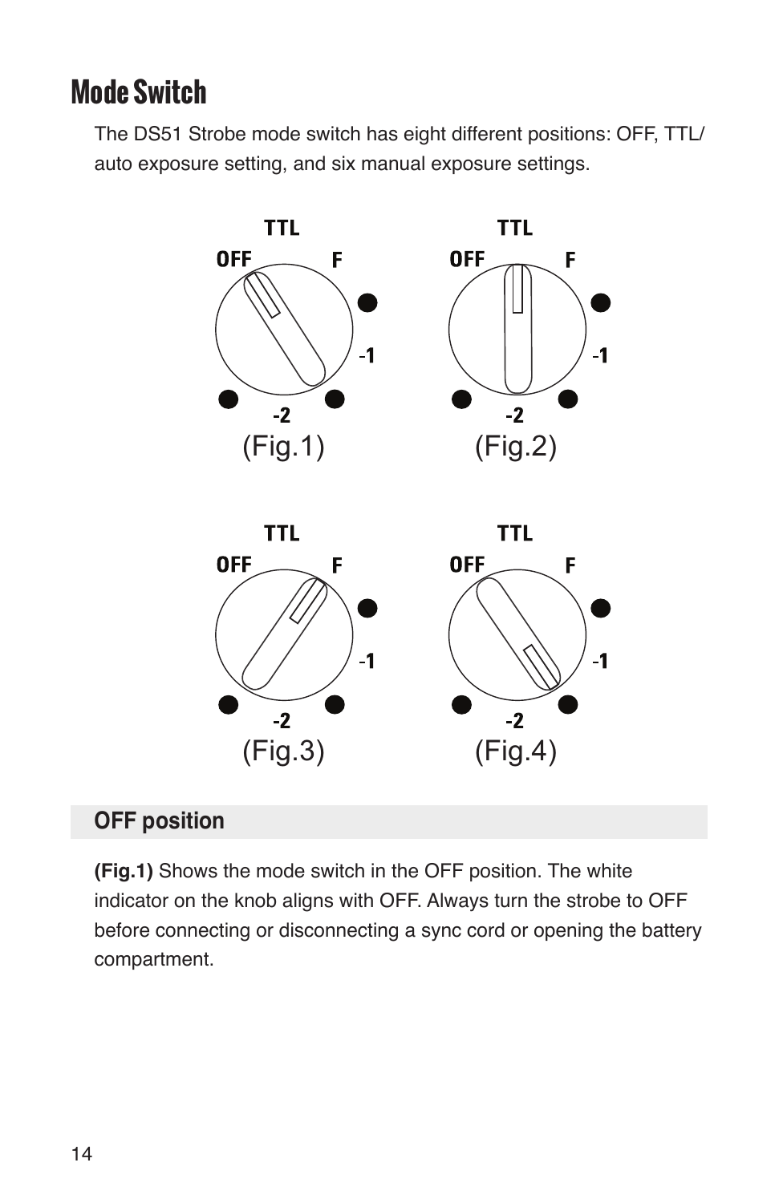# Mode Switch

The DS51 Strobe mode switch has eight different positions: OFF, TTL/ auto exposure setting, and six manual exposure settings.

TTL
OFF F
-1
-2
(Fig.1)

TTL
OFF F
-1
-2
(Fig.2)

TTL
OFF F
-1
-2
(Fig.3)

TTL
OFF F
-1
-2
(Fig.4)

## OFF position

**(Fig.1)** Shows the mode switch in the OFF position. The white indicator on the knob aligns with OFF. Always turn the strobe to OFF before connecting or disconnecting a sync cord or opening the battery compartment.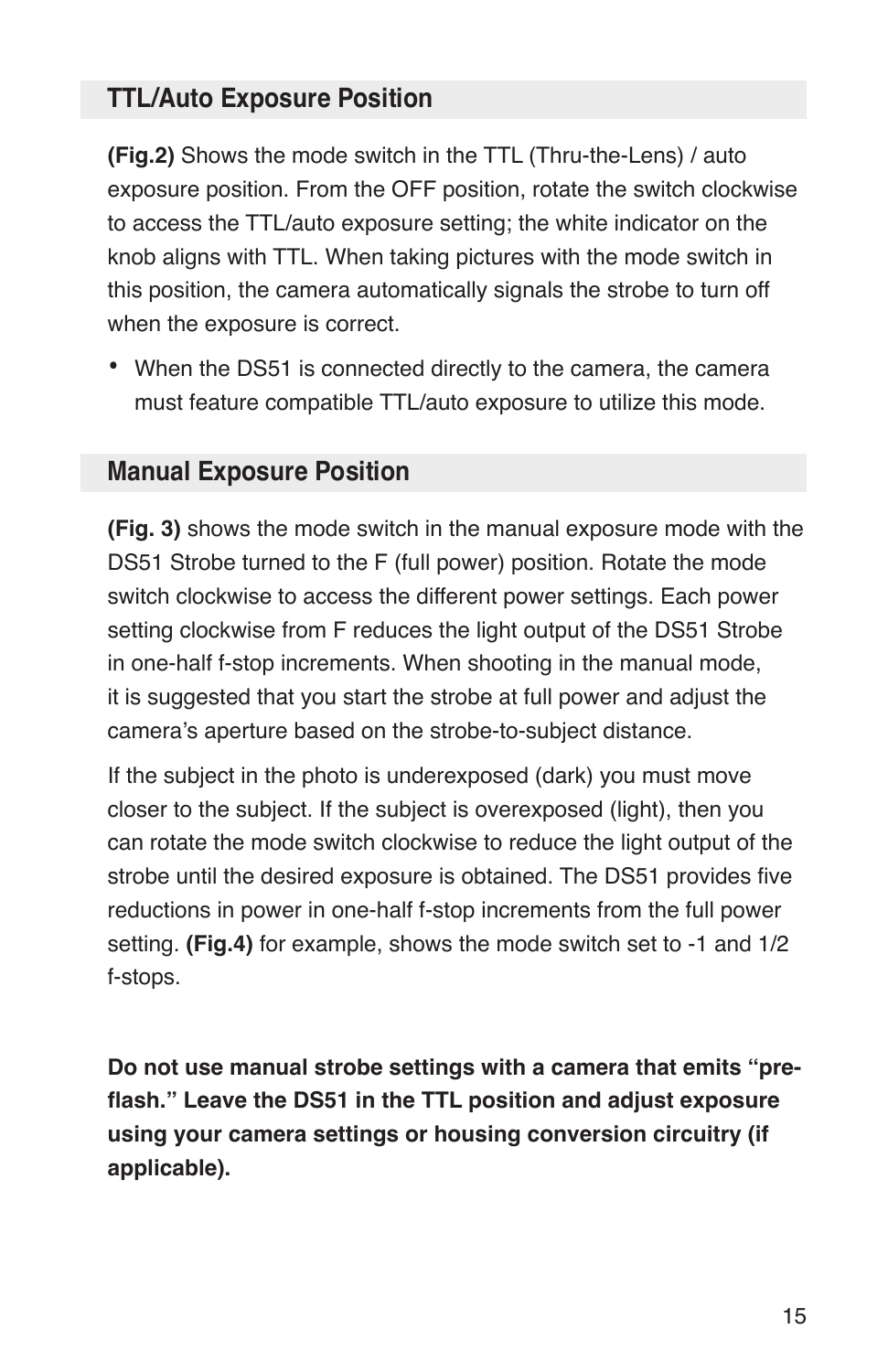## TTL/Auto Exposure Position

**(Fig.2)** Shows the mode switch in the TTL (Thru-the-Lens) / auto exposure position. From the OFF position, rotate the switch clockwise to access the TTL/auto exposure setting; the white indicator on the knob aligns with TTL. When taking pictures with the mode switch in this position, the camera automatically signals the strobe to turn off when the exposure is correct.

- When the DS51 is connected directly to the camera, the camera must feature compatible TTL/auto exposure to utilize this mode.

## Manual Exposure Position

**(Fig. 3)** shows the mode switch in the manual exposure mode with the DS51 Strobe turned to the F (full power) position. Rotate the mode switch clockwise to access the different power settings. Each power setting clockwise from F reduces the light output of the DS51 Strobe in one-half f-stop increments. When shooting in the manual mode, it is suggested that you start the strobe at full power and adjust the camera's aperture based on the strobe-to-subject distance.

If the subject in the photo is underexposed (dark) you must move closer to the subject. If the subject is overexposed (light), then you can rotate the mode switch clockwise to reduce the light output of the strobe until the desired exposure is obtained. The DS51 provides five reductions in power in one-half f-stop increments from the full power setting. **(Fig.4)** for example, shows the mode switch set to -1 and 1/2 f-stops.

**Do not use manual strobe settings with a camera that emits "pre-flash." Leave the DS51 in the TTL position and adjust exposure using your camera settings or housing conversion circuitry (if applicable).**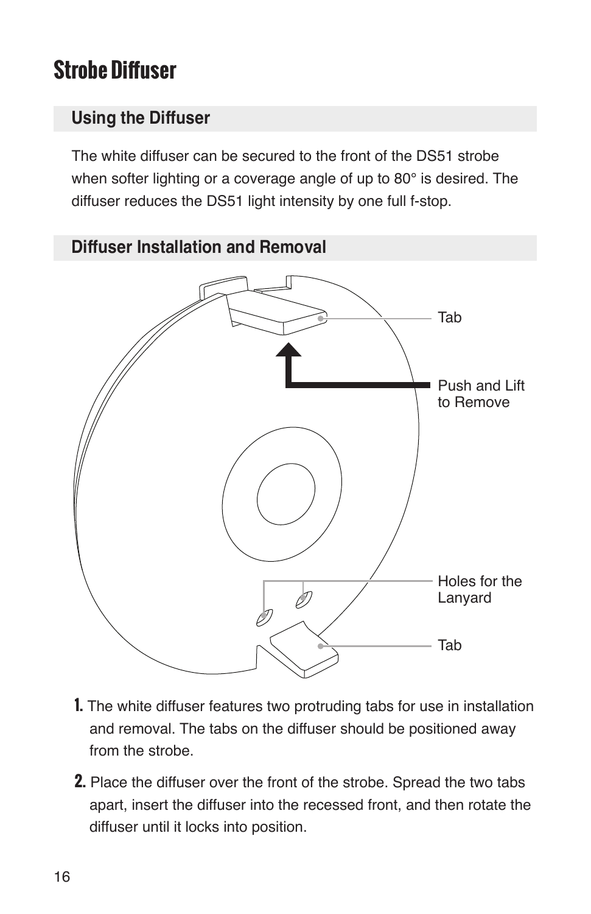# Strobe Diffuser

## Using the Diffuser

The white diffuser can be secured to the front of the DS51 strobe when softer lighting or a coverage angle of up to 80° is desired. The diffuser reduces the DS51 light intensity by one full f-stop.

## Diffuser Installation and Removal

Tab

Push and Lift to Remove

Holes for the Lanyard

Tab

1. The white diffuser features two protruding tabs for use in installation and removal. The tabs on the diffuser should be positioned away from the strobe.
2. Place the diffuser over the front of the strobe. Spread the two tabs apart, insert the diffuser into the recessed front, and then rotate the diffuser until it locks into position.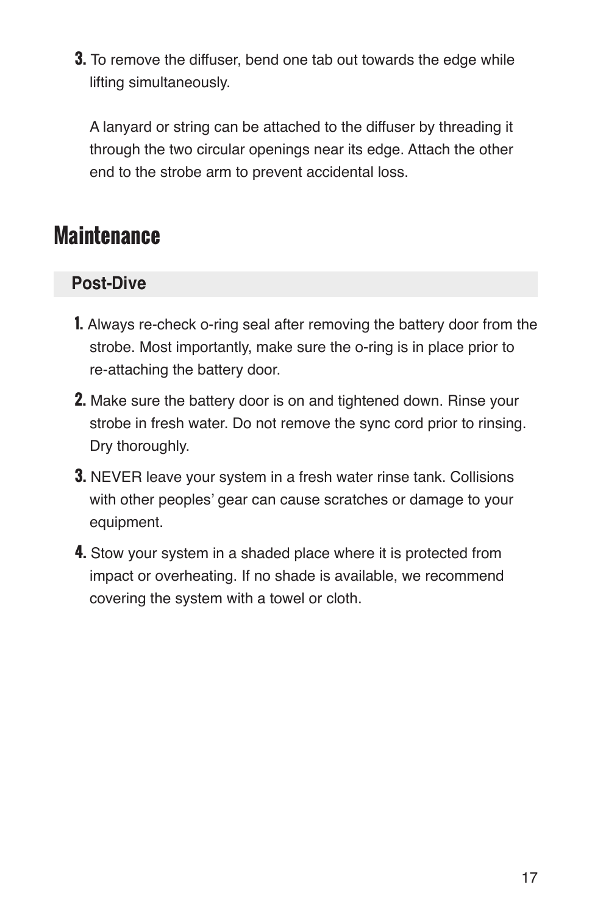3. To remove the diffuser, bend one tab out towards the edge while lifting simultaneously.

   A lanyard or string can be attached to the diffuser by threading it through the two circular openings near its edge. Attach the other end to the strobe arm to prevent accidental loss.

# Maintenance

## Post-Dive

1. Always re-check o-ring seal after removing the battery door from the strobe. Most importantly, make sure the o-ring is in place prior to re-attaching the battery door.
2. Make sure the battery door is on and tightened down. Rinse your strobe in fresh water. Do not remove the sync cord prior to rinsing. Dry thoroughly.
3. NEVER leave your system in a fresh water rinse tank. Collisions with other peoples' gear can cause scratches or damage to your equipment.
4. Stow your system in a shaded place where it is protected from impact or overheating. If no shade is available, we recommend covering the system with a towel or cloth.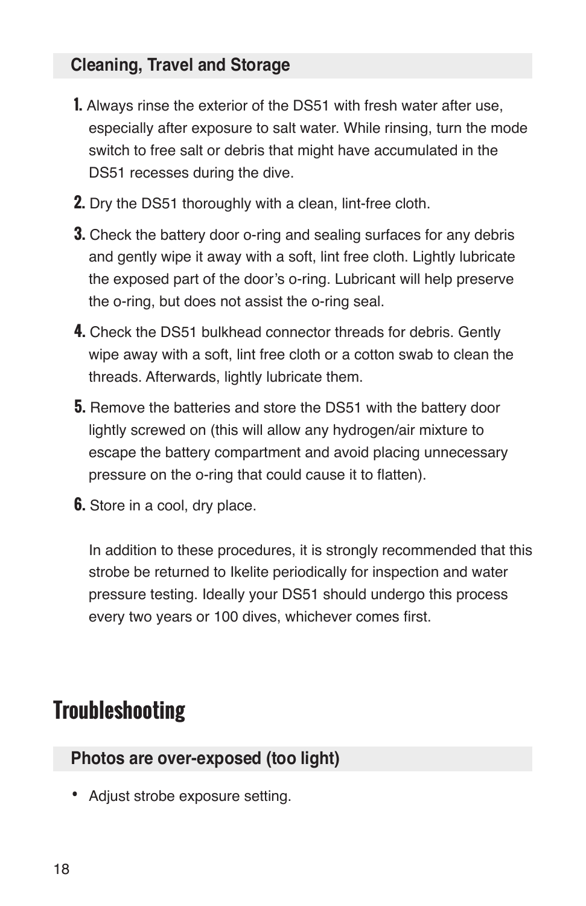### Cleaning, Travel and Storage

1. Always rinse the exterior of the DS51 with fresh water after use, especially after exposure to salt water. While rinsing, turn the mode switch to free salt or debris that might have accumulated in the DS51 recesses during the dive.
2. Dry the DS51 thoroughly with a clean, lint-free cloth.
3. Check the battery door o-ring and sealing surfaces for any debris and gently wipe it away with a soft, lint free cloth. Lightly lubricate the exposed part of the door's o-ring. Lubricant will help preserve the o-ring, but does not assist the o-ring seal.
4. Check the DS51 bulkhead connector threads for debris. Gently wipe away with a soft, lint free cloth or a cotton swab to clean the threads. Afterwards, lightly lubricate them.
5. Remove the batteries and store the DS51 with the battery door lightly screwed on (this will allow any hydrogen/air mixture to escape the battery compartment and avoid placing unnecessary pressure on the o-ring that could cause it to flatten).
6. Store in a cool, dry place.

In addition to these procedures, it is strongly recommended that this strobe be returned to Ikelite periodically for inspection and water pressure testing. Ideally your DS51 should undergo this process every two years or 100 dives, whichever comes first.

# Troubleshooting

### Photos are over-exposed (too light)

- Adjust strobe exposure setting.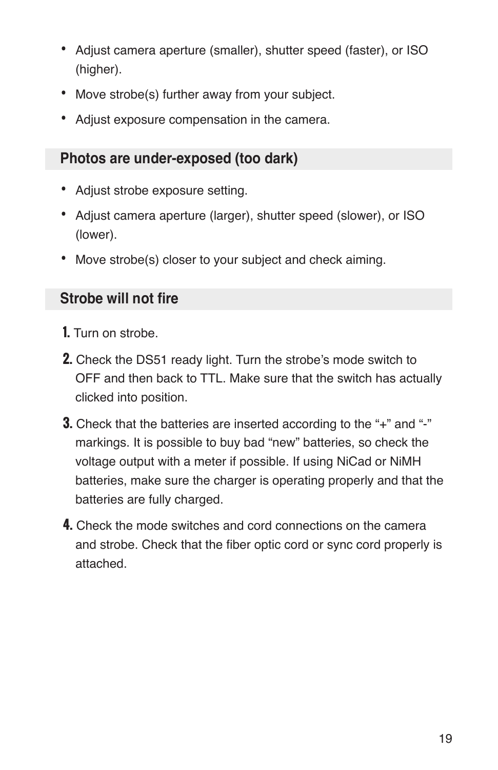- Adjust camera aperture (smaller), shutter speed (faster), or ISO (higher).
- Move strobe(s) further away from your subject.
- Adjust exposure compensation in the camera.

### Photos are under-exposed (too dark)

- Adjust strobe exposure setting.
- Adjust camera aperture (larger), shutter speed (slower), or ISO (lower).
- Move strobe(s) closer to your subject and check aiming.

### Strobe will not fire

1. Turn on strobe.
2. Check the DS51 ready light. Turn the strobe's mode switch to OFF and then back to TTL. Make sure that the switch has actually clicked into position.
3. Check that the batteries are inserted according to the "+" and "-" markings. It is possible to buy bad "new" batteries, so check the voltage output with a meter if possible. If using NiCad or NiMH batteries, make sure the charger is operating properly and that the batteries are fully charged.
4. Check the mode switches and cord connections on the camera and strobe. Check that the fiber optic cord or sync cord properly is attached.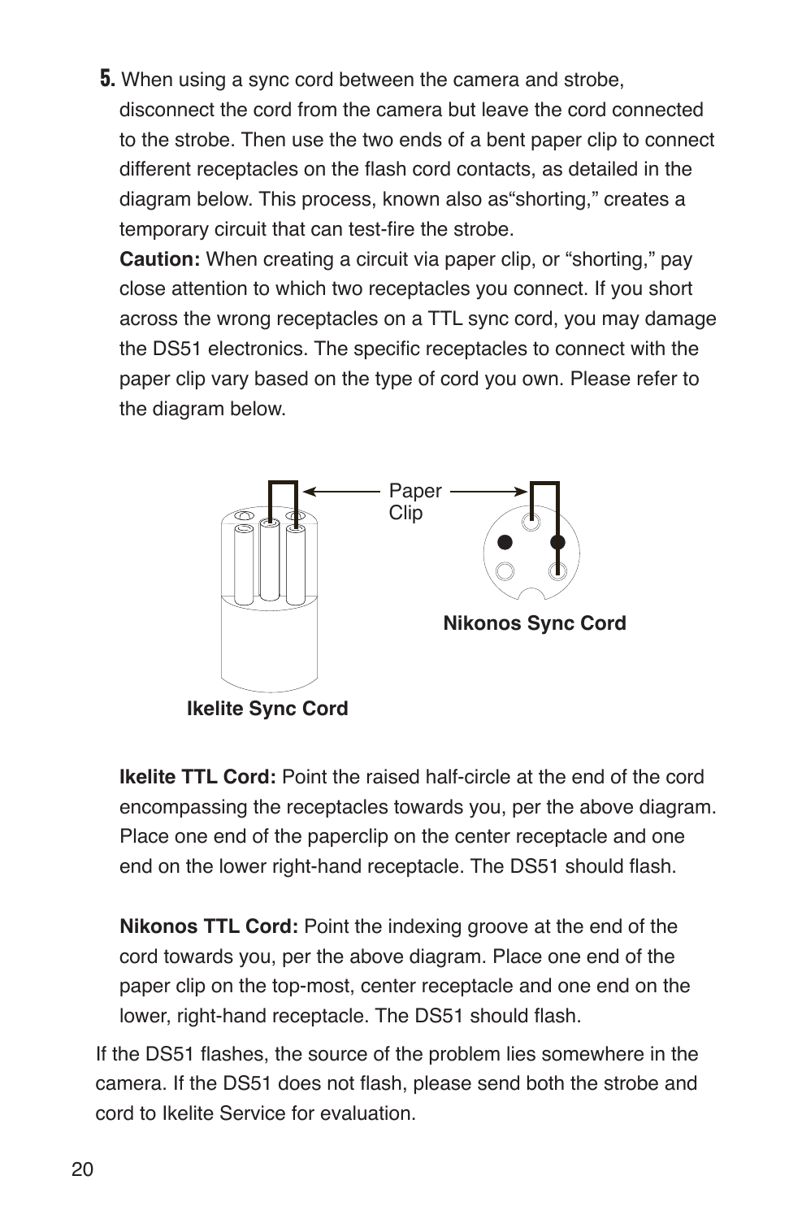**5.** When using a sync cord between the camera and strobe, disconnect the cord from the camera but leave the cord connected to the strobe. Then use the two ends of a bent paper clip to connect different receptacles on the flash cord contacts, as detailed in the diagram below. This process, known also as“shorting,” creates a temporary circuit that can test-fire the strobe.

**Caution:** When creating a circuit via paper clip, or “shorting,” pay close attention to which two receptacles you connect. If you short across the wrong receptacles on a TTL sync cord, you may damage the DS51 electronics. The specific receptacles to connect with the paper clip vary based on the type of cord you own. Please refer to the diagram below.

Paper Clip

**Nikonos Sync Cord**

**Ikelite Sync Cord**

**Ikelite TTL Cord:** Point the raised half-circle at the end of the cord encompassing the receptacles towards you, per the above diagram. Place one end of the paperclip on the center receptacle and one end on the lower right-hand receptacle. The DS51 should flash.

**Nikonos TTL Cord:** Point the indexing groove at the end of the cord towards you, per the above diagram. Place one end of the paper clip on the top-most, center receptacle and one end on the lower, right-hand receptacle. The DS51 should flash.

If the DS51 flashes, the source of the problem lies somewhere in the camera. If the DS51 does not flash, please send both the strobe and cord to Ikelite Service for evaluation.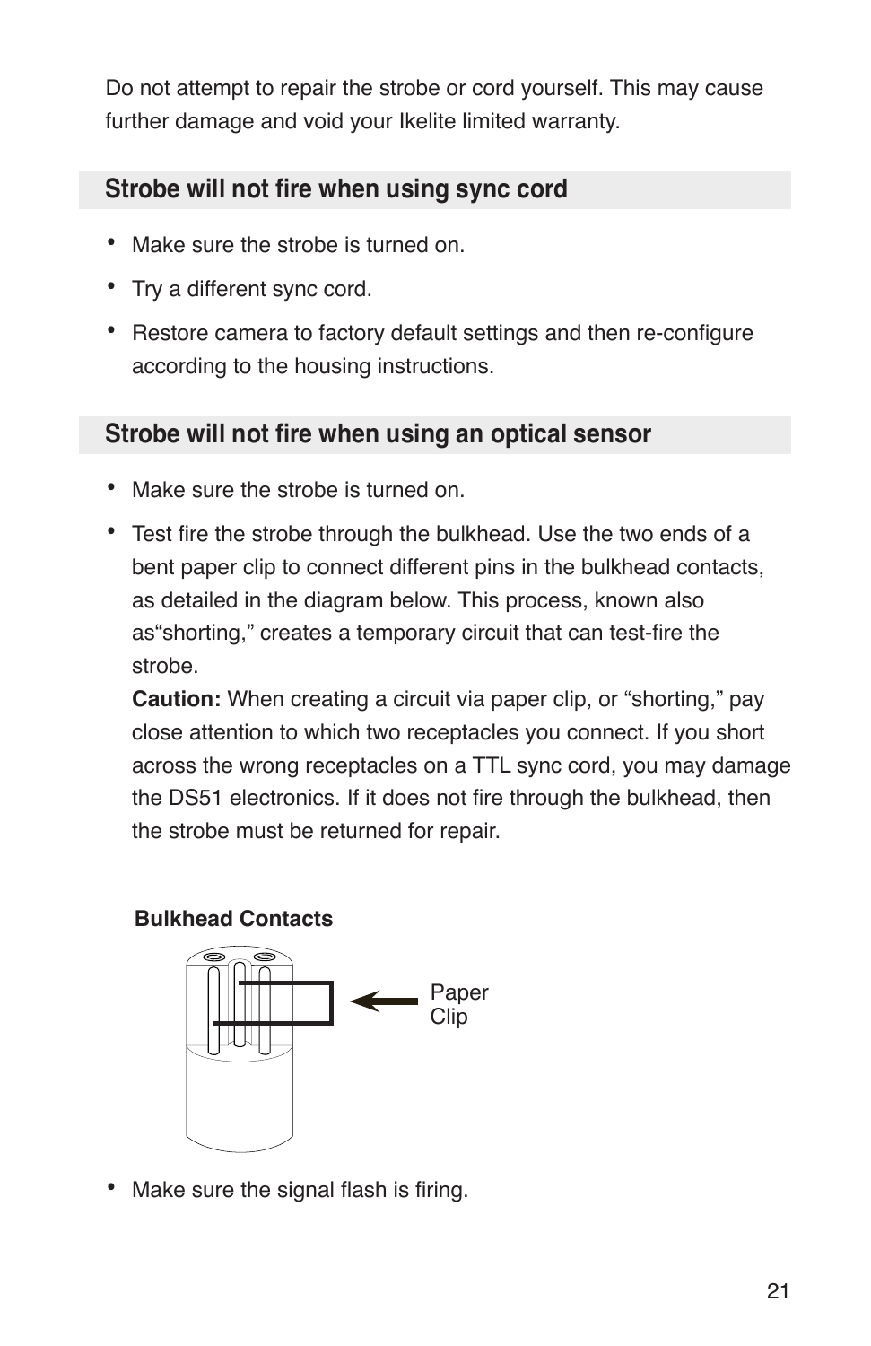Do not attempt to repair the strobe or cord yourself. This may cause further damage and void your Ikelite limited warranty.

## Strobe will not fire when using sync cord

- Make sure the strobe is turned on.
- Try a different sync cord.
- Restore camera to factory default settings and then re-configure according to the housing instructions.

## Strobe will not fire when using an optical sensor

- Make sure the strobe is turned on.
- Test fire the strobe through the bulkhead. Use the two ends of a bent paper clip to connect different pins in the bulkhead contacts, as detailed in the diagram below. This process, known also as“shorting,” creates a temporary circuit that can test-fire the strobe.
  **Caution:** When creating a circuit via paper clip, or “shorting,” pay close attention to which two receptacles you connect. If you short across the wrong receptacles on a TTL sync cord, you may damage the DS51 electronics. If it does not fire through the bulkhead, then the strobe must be returned for repair.

**Bulkhead Contacts**

Paper Clip

- Make sure the signal flash is firing.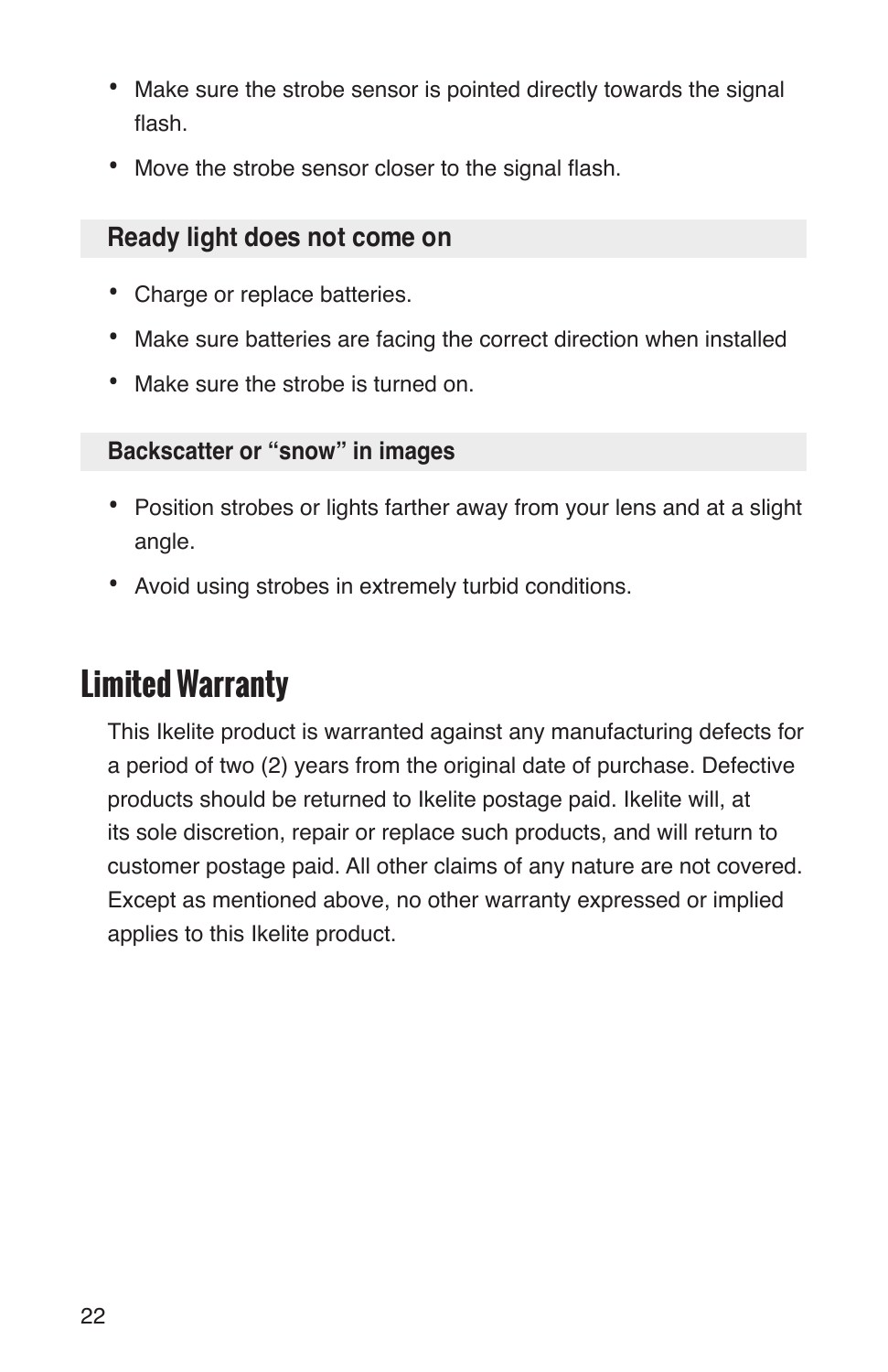- Make sure the strobe sensor is pointed directly towards the signal flash.
- Move the strobe sensor closer to the signal flash.

### Ready light does not come on

- Charge or replace batteries.
- Make sure batteries are facing the correct direction when installed
- Make sure the strobe is turned on.

### Backscatter or “snow” in images

- Position strobes or lights farther away from your lens and at a slight angle.
- Avoid using strobes in extremely turbid conditions.

## Limited Warranty

This Ikelite product is warranted against any manufacturing defects for a period of two (2) years from the original date of purchase. Defective products should be returned to Ikelite postage paid. Ikelite will, at its sole discretion, repair or replace such products, and will return to customer postage paid. All other claims of any nature are not covered. Except as mentioned above, no other warranty expressed or implied applies to this Ikelite product.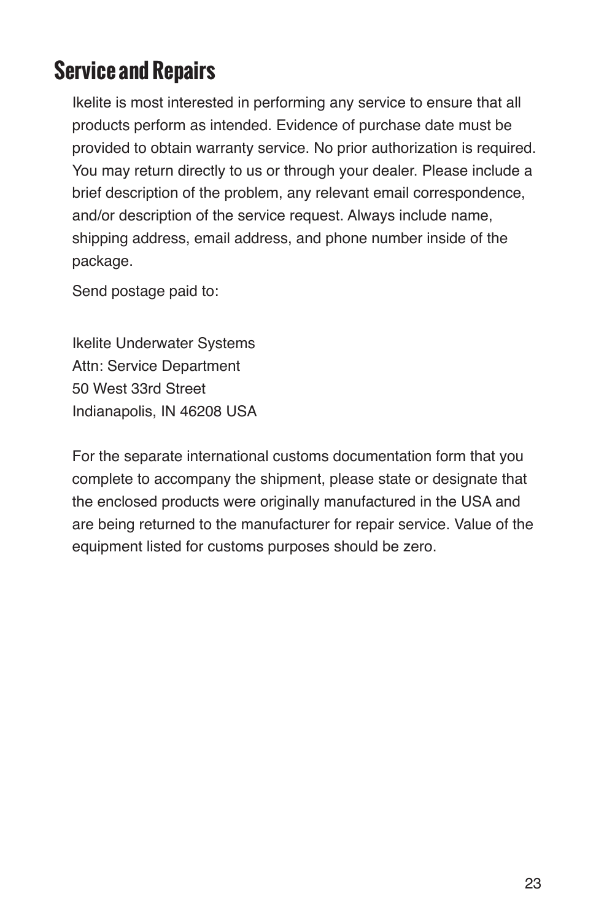# Service and Repairs

Ikelite is most interested in performing any service to ensure that all products perform as intended. Evidence of purchase date must be provided to obtain warranty service. No prior authorization is required. You may return directly to us or through your dealer. Please include a brief description of the problem, any relevant email correspondence, and/or description of the service request. Always include name, shipping address, email address, and phone number inside of the package.

Send postage paid to:

Ikelite Underwater Systems
Attn: Service Department
50 West 33rd Street
Indianapolis, IN 46208 USA

For the separate international customs documentation form that you complete to accompany the shipment, please state or designate that the enclosed products were originally manufactured in the USA and are being returned to the manufacturer for repair service. Value of the equipment listed for customs purposes should be zero.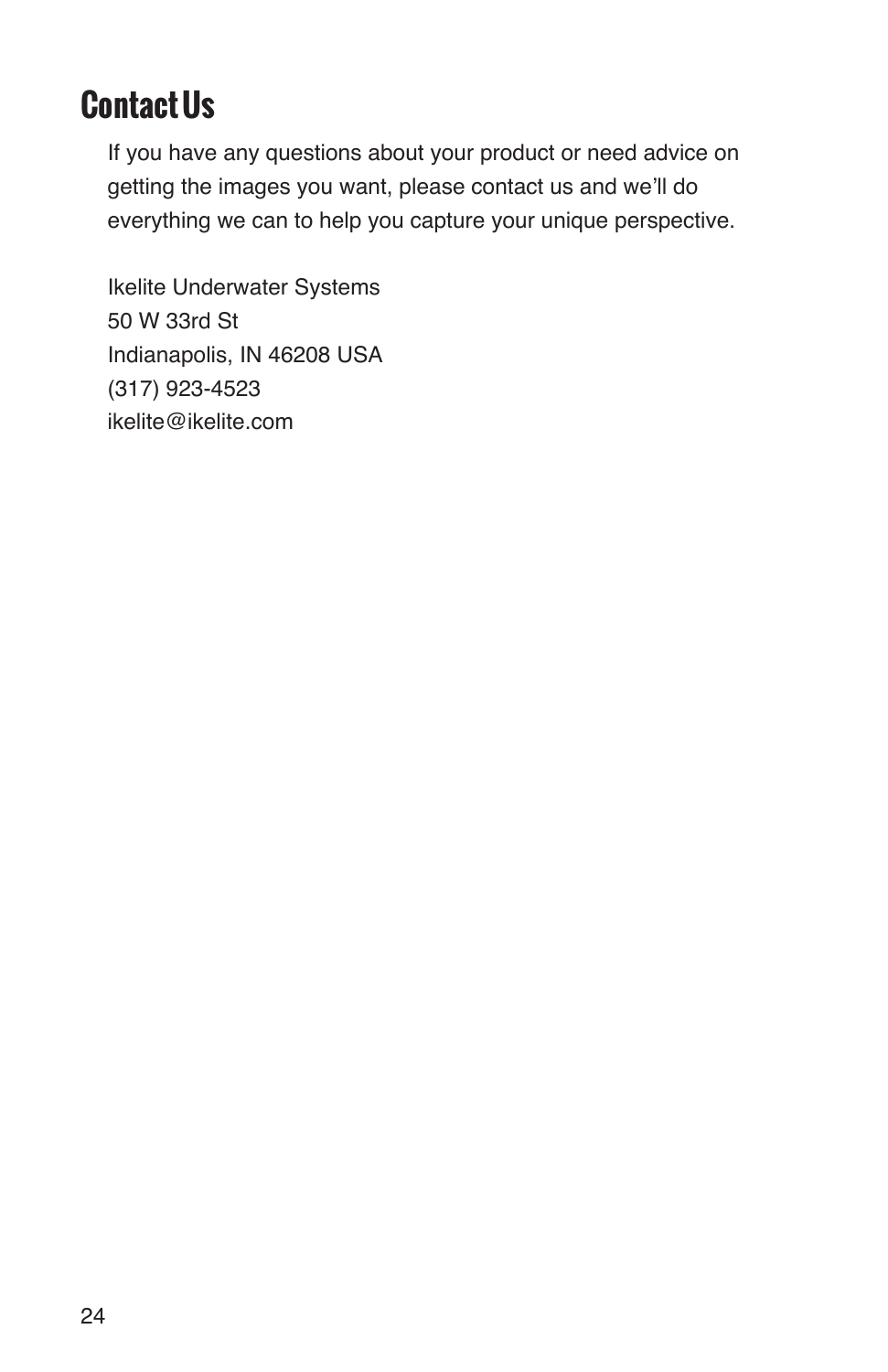# Contact Us

If you have any questions about your product or need advice on getting the images you want, please contact us and we'll do everything we can to help you capture your unique perspective.

Ikelite Underwater Systems
50 W 33rd St
Indianapolis, IN 46208 USA
(317) 923-4523
ikelite@ikelite.com